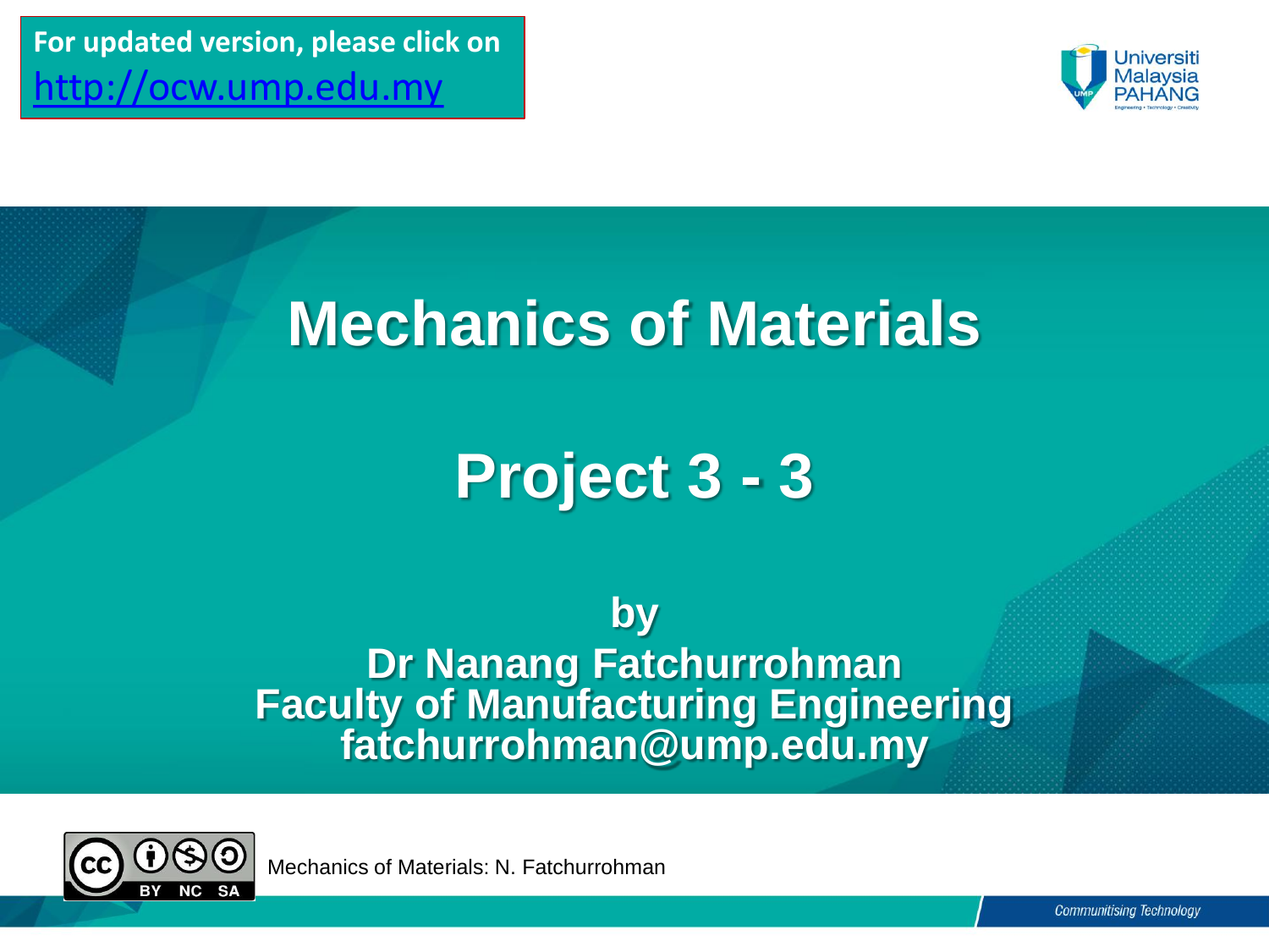For updated version, please click on http://ocw.ump.edu.my

# Mechanics of Materials

# Project 3 - 3

**by**
**Dr Nanang Fatchurrohman**
**Faculty of Manufacturing Engineering**
**fatchurrohman@ump.edu.my**

Mechanics of Materials: N. Fatchurrohman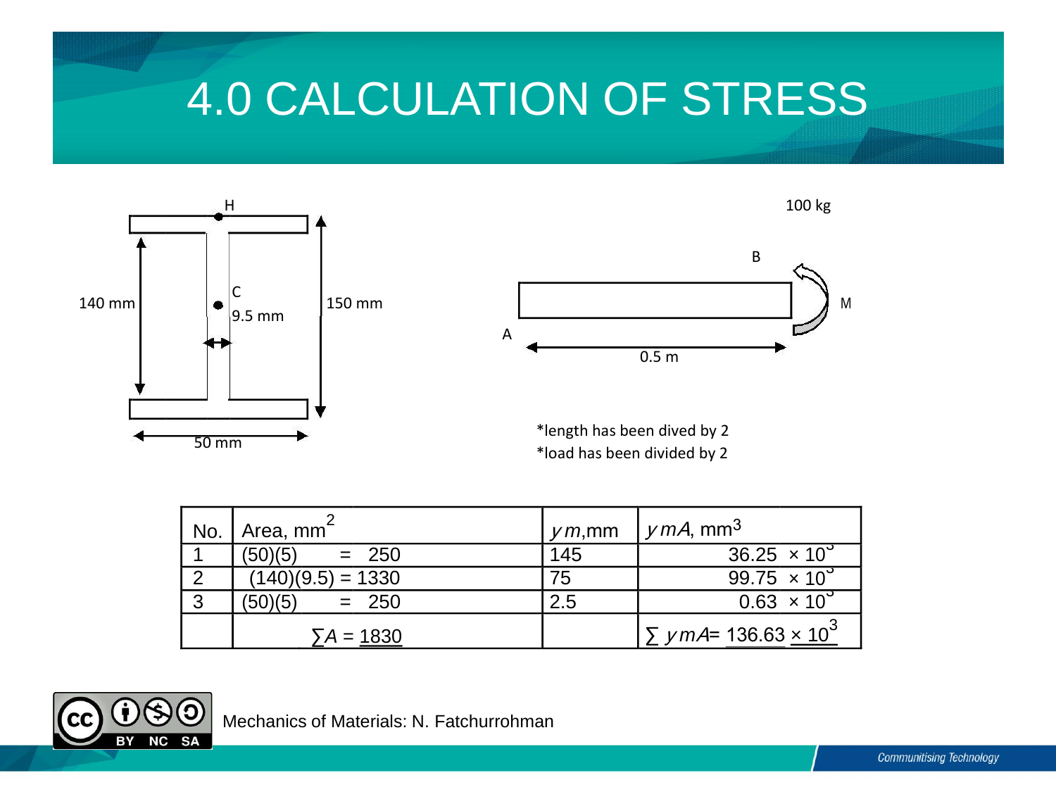# 4.0 CALCULATION OF STRESS

H

140 mm

C

9.5 mm

150 mm

50 mm

100 kg

B

M

A

0.5 m

*length has been dived by 2
*load has been divided by 2

| No. | Area, $mm^2$ | $y_m$, mm | $y_m A$, $mm^3$ |
|---|---|---|---|
| 1 | (50)(5) = 250 | 145 | $36.25 \times 10^3$ |
| 2 | (140)(9.5) = 1330 | 75 | $99.75 \times 10^3$ |
| 3 | (50)(5) = 250 | 2.5 | $0.63 \times 10^3$ |
| | $\sum A = 1830$ | | $\sum y_m A = 136.63 \times 10^3$ |

Mechanics of Materials: N. Fatchurrohman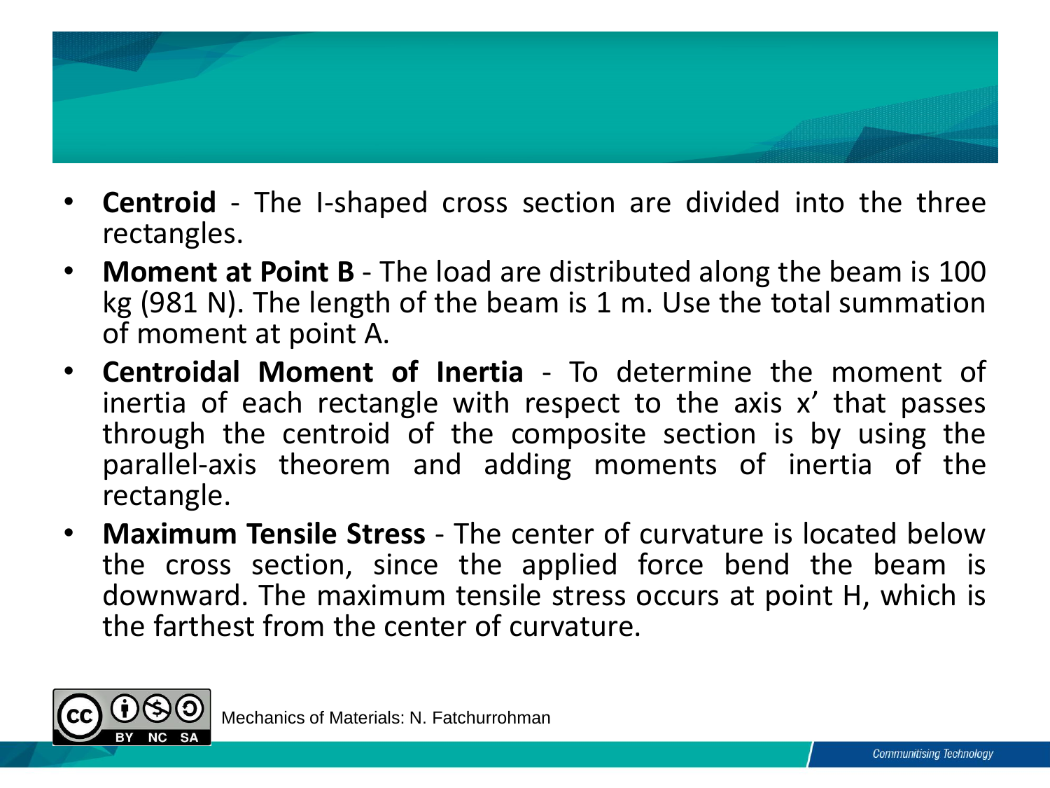- **Centroid** - The I-shaped cross section are divided into the three rectangles.
- **Moment at Point B** - The load are distributed along the beam is 100 kg (981 N). The length of the beam is 1 m. Use the total summation of moment at point A.
- **Centroidal Moment of Inertia** - To determine the moment of inertia of each rectangle with respect to the axis x' that passes through the centroid of the composite section is by using the parallel-axis theorem and adding moments of inertia of the rectangle.
- **Maximum Tensile Stress** - The center of curvature is located below the cross section, since the applied force bend the beam is downward. The maximum tensile stress occurs at point H, which is the farthest from the center of curvature.